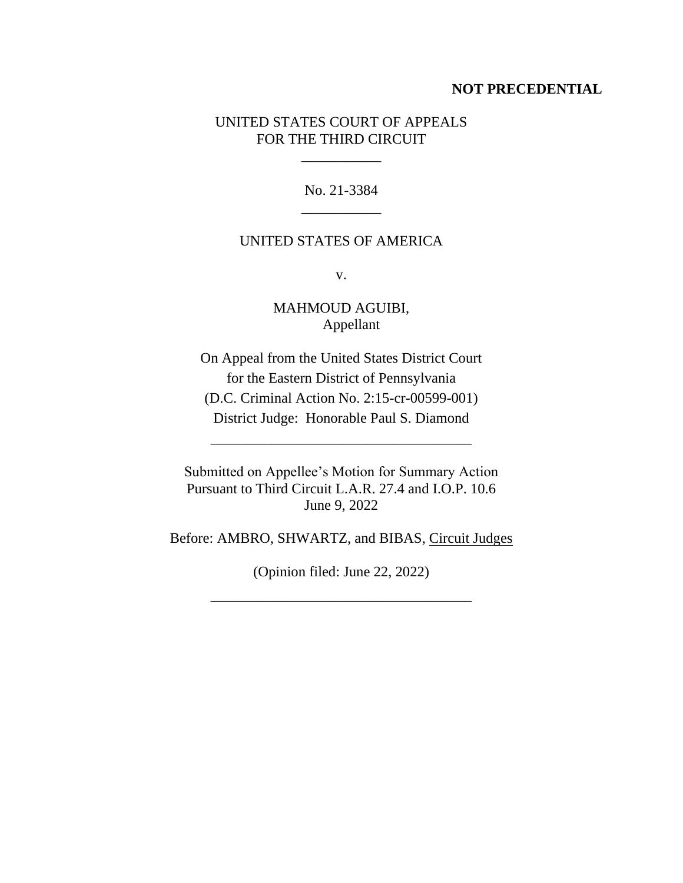**NOT PRECEDENTIAL**

UNITED STATES COURT OF APPEALS
FOR THE THIRD CIRCUIT

\_\_\_\_\_\_\_\_\_\_\_

No. 21-3384

\_\_\_\_\_\_\_\_\_\_\_

UNITED STATES OF AMERICA

v.

MAHMOUD AGUIBI,
Appellant

On Appeal from the United States District Court
for the Eastern District of Pennsylvania
(D.C. Criminal Action No. 2:15-cr-00599-001)
District Judge: Honorable Paul S. Diamond

\_\_\_\_\_\_\_\_\_\_\_\_\_\_\_\_\_\_\_\_\_\_\_\_\_\_\_\_\_\_\_\_\_\_\_\_

Submitted on Appellee's Motion for Summary Action
Pursuant to Third Circuit L.A.R. 27.4 and I.O.P. 10.6
June 9, 2022

Before: AMBRO, SHWARTZ, and BIBAS, Circuit Judges

(Opinion filed: June 22, 2022)

\_\_\_\_\_\_\_\_\_\_\_\_\_\_\_\_\_\_\_\_\_\_\_\_\_\_\_\_\_\_\_\_\_\_\_\_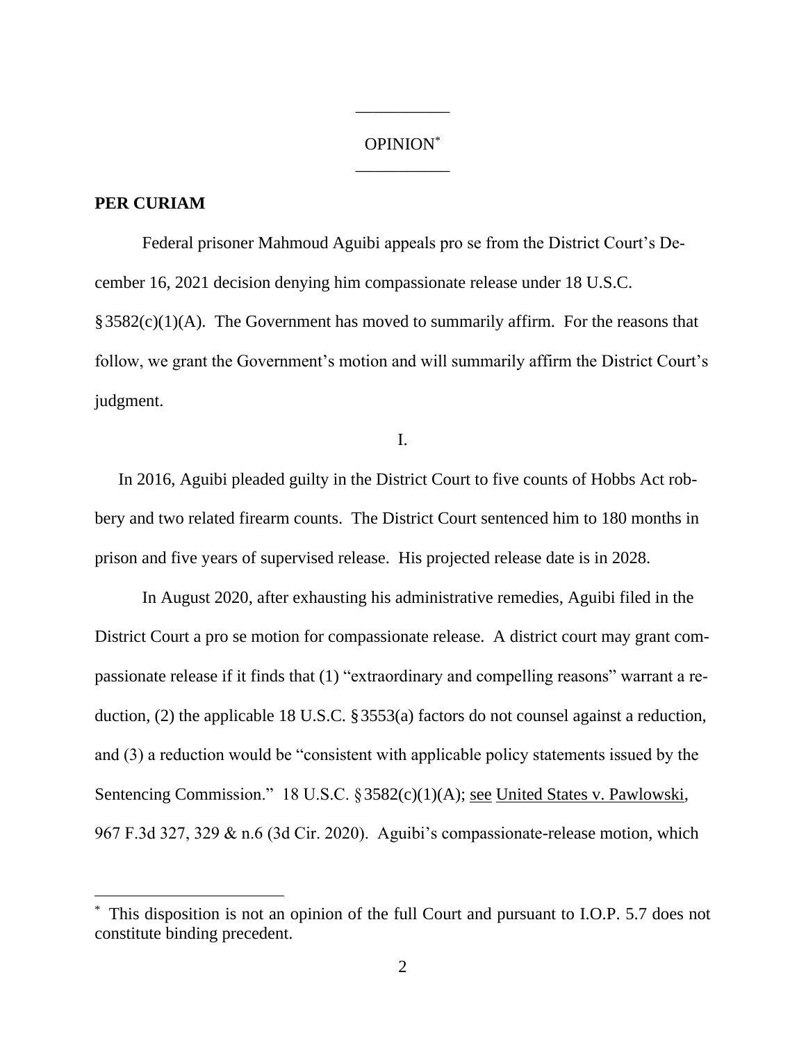OPINION[*]

**PER CURIAM**

Federal prisoner Mahmoud Aguibi appeals pro se from the District Court's December 16, 2021 decision denying him compassionate release under 18 U.S.C. § 3582(c)(1)(A). The Government has moved to summarily affirm. For the reasons that follow, we grant the Government's motion and will summarily affirm the District Court's judgment.

I.

In 2016, Aguibi pleaded guilty in the District Court to five counts of Hobbs Act robbery and two related firearm counts. The District Court sentenced him to 180 months in prison and five years of supervised release. His projected release date is in 2028.

In August 2020, after exhausting his administrative remedies, Aguibi filed in the District Court a pro se motion for compassionate release. A district court may grant compassionate release if it finds that (1) "extraordinary and compelling reasons" warrant a reduction, (2) the applicable 18 U.S.C. § 3553(a) factors do not counsel against a reduction, and (3) a reduction would be "consistent with applicable policy statements issued by the Sentencing Commission." 18 U.S.C. § 3582(c)(1)(A); see United States v. Pawlowski, 967 F.3d 327, 329 & n.6 (3d Cir. 2020). Aguibi's compassionate-release motion, which

[*] This disposition is not an opinion of the full Court and pursuant to I.O.P. 5.7 does not constitute binding precedent.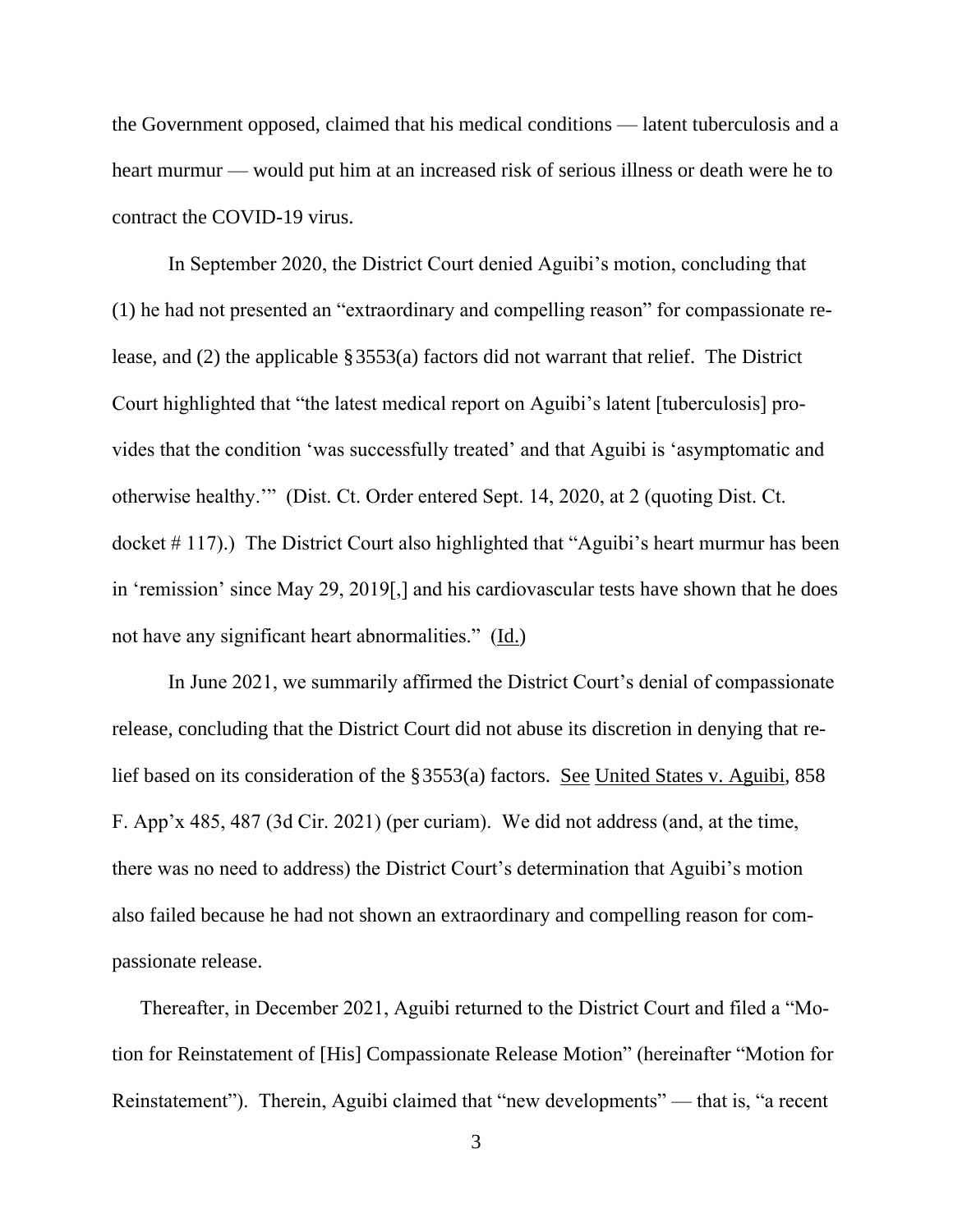the Government opposed, claimed that his medical conditions — latent tuberculosis and a heart murmur — would put him at an increased risk of serious illness or death were he to contract the COVID-19 virus.

In September 2020, the District Court denied Aguibi's motion, concluding that (1) he had not presented an "extraordinary and compelling reason" for compassionate release, and (2) the applicable § 3553(a) factors did not warrant that relief. The District Court highlighted that "the latest medical report on Aguibi's latent [tuberculosis] provides that the condition 'was successfully treated' and that Aguibi is 'asymptomatic and otherwise healthy.'" (Dist. Ct. Order entered Sept. 14, 2020, at 2 (quoting Dist. Ct. docket # 117).) The District Court also highlighted that "Aguibi's heart murmur has been in 'remission' since May 29, 2019[,] and his cardiovascular tests have shown that he does not have any significant heart abnormalities." (Id.)

In June 2021, we summarily affirmed the District Court's denial of compassionate release, concluding that the District Court did not abuse its discretion in denying that relief based on its consideration of the § 3553(a) factors. See United States v. Aguibi, 858 F. App'x 485, 487 (3d Cir. 2021) (per curiam). We did not address (and, at the time, there was no need to address) the District Court's determination that Aguibi's motion also failed because he had not shown an extraordinary and compelling reason for compassionate release.

Thereafter, in December 2021, Aguibi returned to the District Court and filed a "Motion for Reinstatement of [His] Compassionate Release Motion" (hereinafter "Motion for Reinstatement"). Therein, Aguibi claimed that "new developments" — that is, "a recent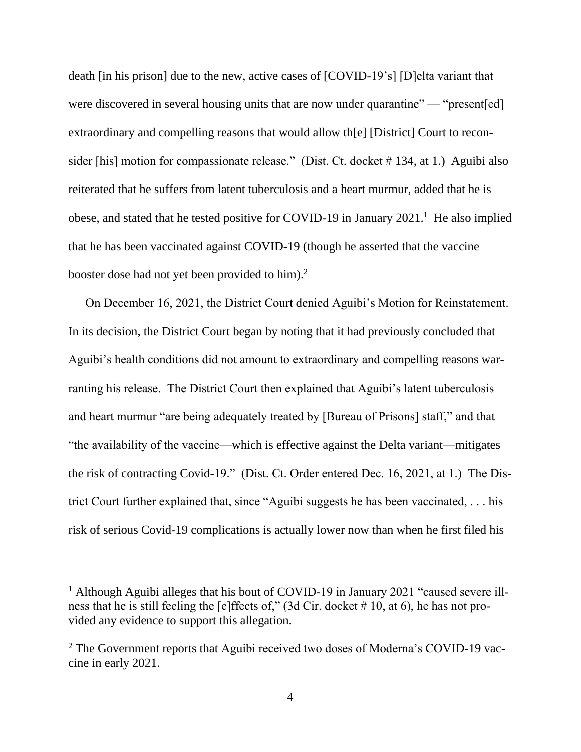death [in his prison] due to the new, active cases of [COVID-19's] [D]elta variant that were discovered in several housing units that are now under quarantine" — "present[ed] extraordinary and compelling reasons that would allow th[e] [District] Court to reconsider [his] motion for compassionate release." (Dist. Ct. docket # 134, at 1.) Aguibi also reiterated that he suffers from latent tuberculosis and a heart murmur, added that he is obese, and stated that he tested positive for COVID-19 in January 2021.[1] He also implied that he has been vaccinated against COVID-19 (though he asserted that the vaccine booster dose had not yet been provided to him).[2]

On December 16, 2021, the District Court denied Aguibi's Motion for Reinstatement. In its decision, the District Court began by noting that it had previously concluded that Aguibi's health conditions did not amount to extraordinary and compelling reasons warranting his release. The District Court then explained that Aguibi's latent tuberculosis and heart murmur "are being adequately treated by [Bureau of Prisons] staff," and that "the availability of the vaccine—which is effective against the Delta variant—mitigates the risk of contracting Covid-19." (Dist. Ct. Order entered Dec. 16, 2021, at 1.) The District Court further explained that, since "Aguibi suggests he has been vaccinated, . . . his risk of serious Covid-19 complications is actually lower now than when he first filed his

---

[1] Although Aguibi alleges that his bout of COVID-19 in January 2021 "caused severe illness that he is still feeling the [e]ffects of," (3d Cir. docket # 10, at 6), he has not provided any evidence to support this allegation.

[2] The Government reports that Aguibi received two doses of Moderna's COVID-19 vaccine in early 2021.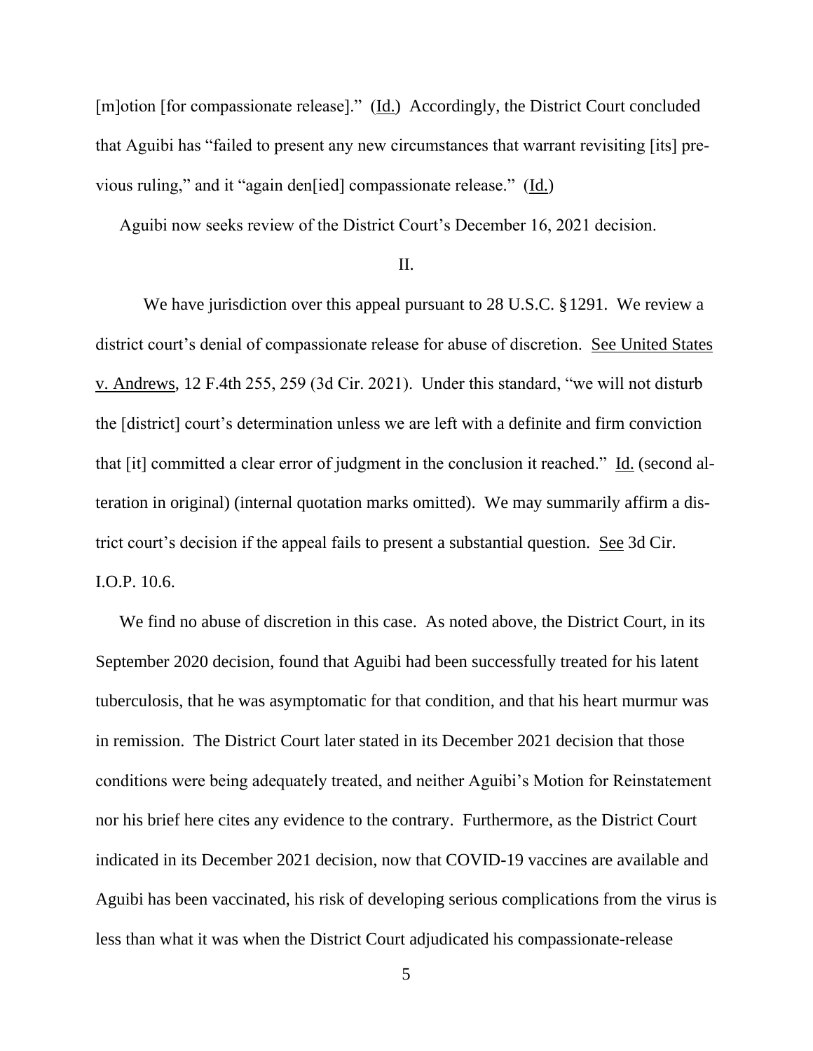[m]otion [for compassionate release]." (Id.) Accordingly, the District Court concluded that Aguibi has "failed to present any new circumstances that warrant revisiting [its] previous ruling," and it "again den[ied] compassionate release." (Id.)

Aguibi now seeks review of the District Court's December 16, 2021 decision.

## II.

We have jurisdiction over this appeal pursuant to 28 U.S.C. § 1291. We review a district court's denial of compassionate release for abuse of discretion. See United States v. Andrews, 12 F.4th 255, 259 (3d Cir. 2021). Under this standard, "we will not disturb the [district] court's determination unless we are left with a definite and firm conviction that [it] committed a clear error of judgment in the conclusion it reached." Id. (second alteration in original) (internal quotation marks omitted). We may summarily affirm a district court's decision if the appeal fails to present a substantial question. See 3d Cir. I.O.P. 10.6.

We find no abuse of discretion in this case. As noted above, the District Court, in its September 2020 decision, found that Aguibi had been successfully treated for his latent tuberculosis, that he was asymptomatic for that condition, and that his heart murmur was in remission. The District Court later stated in its December 2021 decision that those conditions were being adequately treated, and neither Aguibi's Motion for Reinstatement nor his brief here cites any evidence to the contrary. Furthermore, as the District Court indicated in its December 2021 decision, now that COVID-19 vaccines are available and Aguibi has been vaccinated, his risk of developing serious complications from the virus is less than what it was when the District Court adjudicated his compassionate-release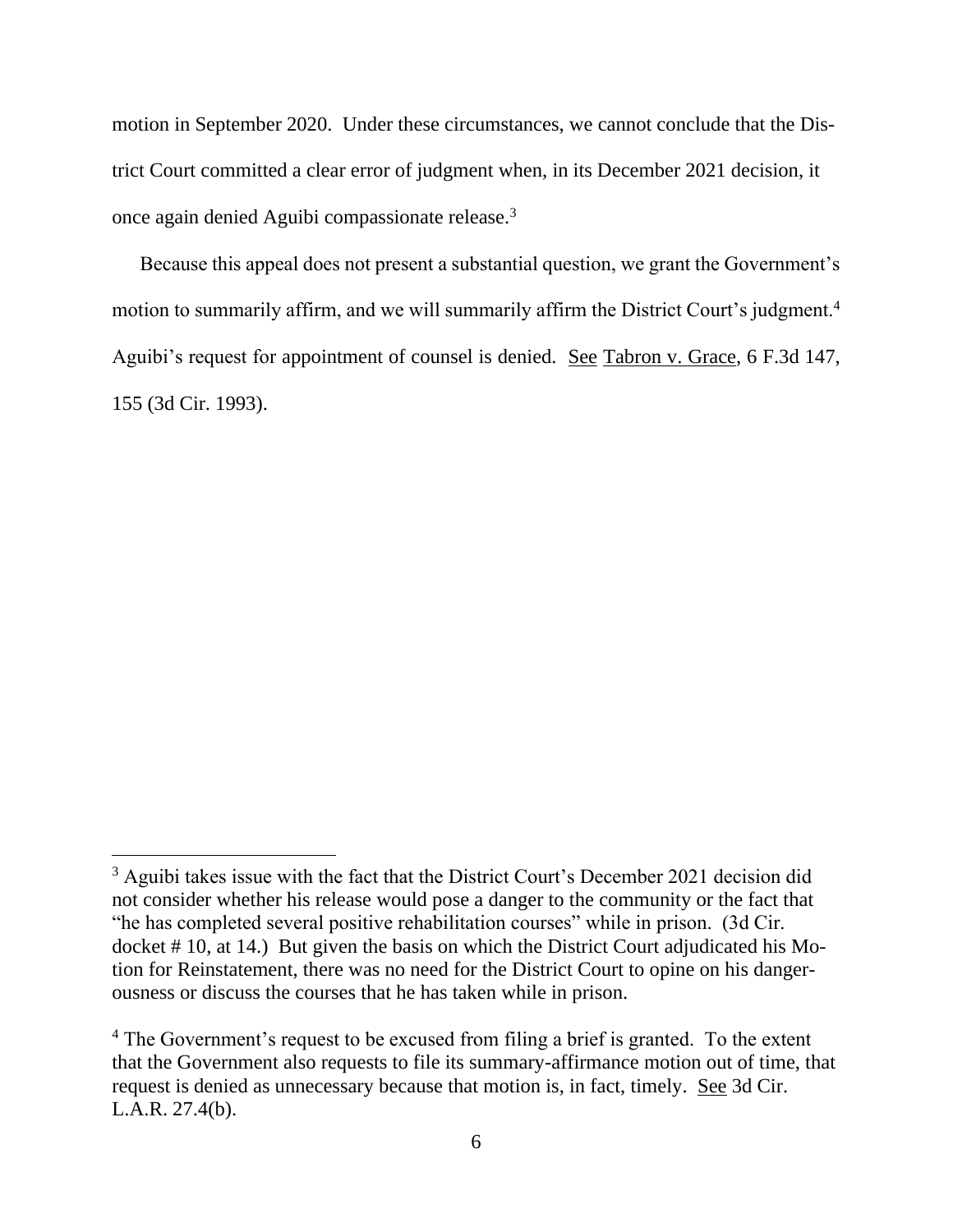motion in September 2020. Under these circumstances, we cannot conclude that the District Court committed a clear error of judgment when, in its December 2021 decision, it once again denied Aguibi compassionate release.[3]

Because this appeal does not present a substantial question, we grant the Government's motion to summarily affirm, and we will summarily affirm the District Court's judgment.[4] Aguibi's request for appointment of counsel is denied. See Tabron v. Grace, 6 F.3d 147, 155 (3d Cir. 1993).

---

[3] Aguibi takes issue with the fact that the District Court's December 2021 decision did not consider whether his release would pose a danger to the community or the fact that "he has completed several positive rehabilitation courses" while in prison. (3d Cir. docket # 10, at 14.) But given the basis on which the District Court adjudicated his Motion for Reinstatement, there was no need for the District Court to opine on his dangerousness or discuss the courses that he has taken while in prison.

[4] The Government's request to be excused from filing a brief is granted. To the extent that the Government also requests to file its summary-affirmance motion out of time, that request is denied as unnecessary because that motion is, in fact, timely. See 3d Cir. L.A.R. 27.4(b).